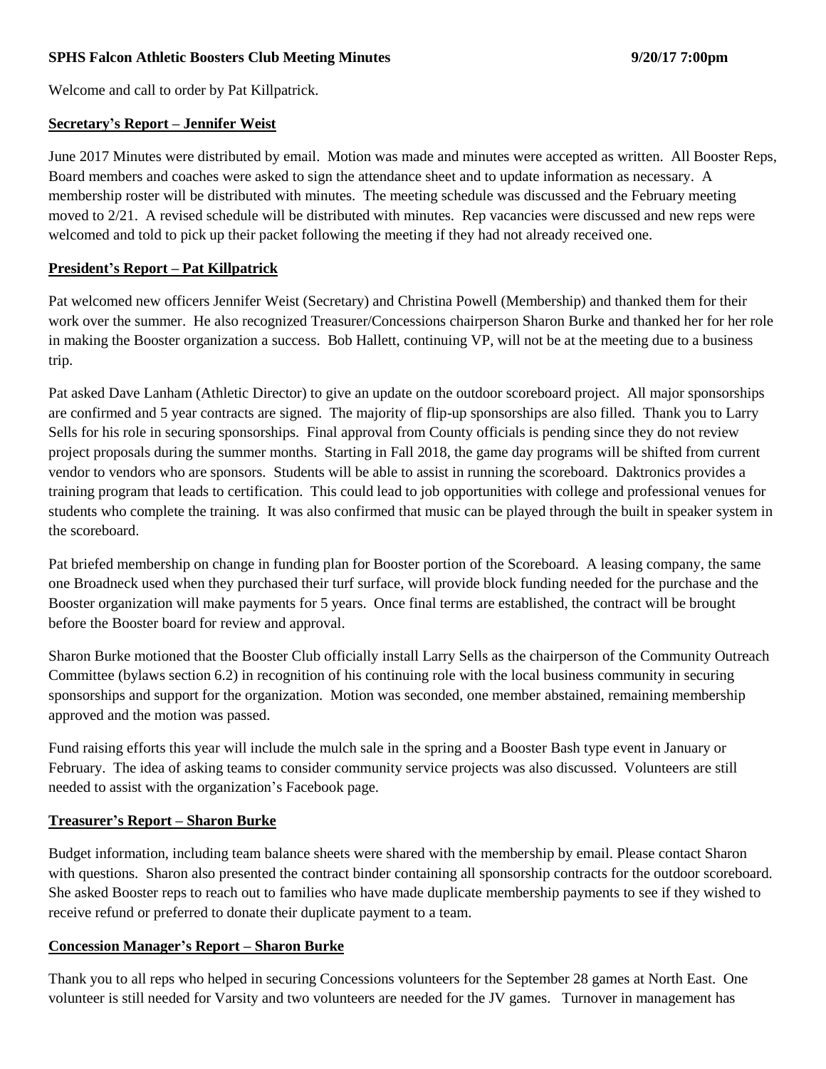**SPHS Falcon Athletic Boosters Club Meeting Minutes 9/20/17 7:00pm**

Welcome and call to order by Pat Killpatrick.

## Secretary's Report – Jennifer Weist

June 2017 Minutes were distributed by email. Motion was made and minutes were accepted as written. All Booster Reps, Board members and coaches were asked to sign the attendance sheet and to update information as necessary. A membership roster will be distributed with minutes. The meeting schedule was discussed and the February meeting moved to 2/21. A revised schedule will be distributed with minutes. Rep vacancies were discussed and new reps were welcomed and told to pick up their packet following the meeting if they had not already received one.

## President's Report – Pat Killpatrick

Pat welcomed new officers Jennifer Weist (Secretary) and Christina Powell (Membership) and thanked them for their work over the summer. He also recognized Treasurer/Concessions chairperson Sharon Burke and thanked her for her role in making the Booster organization a success. Bob Hallett, continuing VP, will not be at the meeting due to a business trip.

Pat asked Dave Lanham (Athletic Director) to give an update on the outdoor scoreboard project. All major sponsorships are confirmed and 5 year contracts are signed. The majority of flip-up sponsorships are also filled. Thank you to Larry Sells for his role in securing sponsorships. Final approval from County officials is pending since they do not review project proposals during the summer months. Starting in Fall 2018, the game day programs will be shifted from current vendor to vendors who are sponsors. Students will be able to assist in running the scoreboard. Daktronics provides a training program that leads to certification. This could lead to job opportunities with college and professional venues for students who complete the training. It was also confirmed that music can be played through the built in speaker system in the scoreboard.

Pat briefed membership on change in funding plan for Booster portion of the Scoreboard. A leasing company, the same one Broadneck used when they purchased their turf surface, will provide block funding needed for the purchase and the Booster organization will make payments for 5 years. Once final terms are established, the contract will be brought before the Booster board for review and approval.

Sharon Burke motioned that the Booster Club officially install Larry Sells as the chairperson of the Community Outreach Committee (bylaws section 6.2) in recognition of his continuing role with the local business community in securing sponsorships and support for the organization. Motion was seconded, one member abstained, remaining membership approved and the motion was passed.

Fund raising efforts this year will include the mulch sale in the spring and a Booster Bash type event in January or February. The idea of asking teams to consider community service projects was also discussed. Volunteers are still needed to assist with the organization's Facebook page.

## Treasurer's Report – Sharon Burke

Budget information, including team balance sheets were shared with the membership by email. Please contact Sharon with questions. Sharon also presented the contract binder containing all sponsorship contracts for the outdoor scoreboard. She asked Booster reps to reach out to families who have made duplicate membership payments to see if they wished to receive refund or preferred to donate their duplicate payment to a team.

## Concession Manager's Report – Sharon Burke

Thank you to all reps who helped in securing Concessions volunteers for the September 28 games at North East. One volunteer is still needed for Varsity and two volunteers are needed for the JV games. Turnover in management has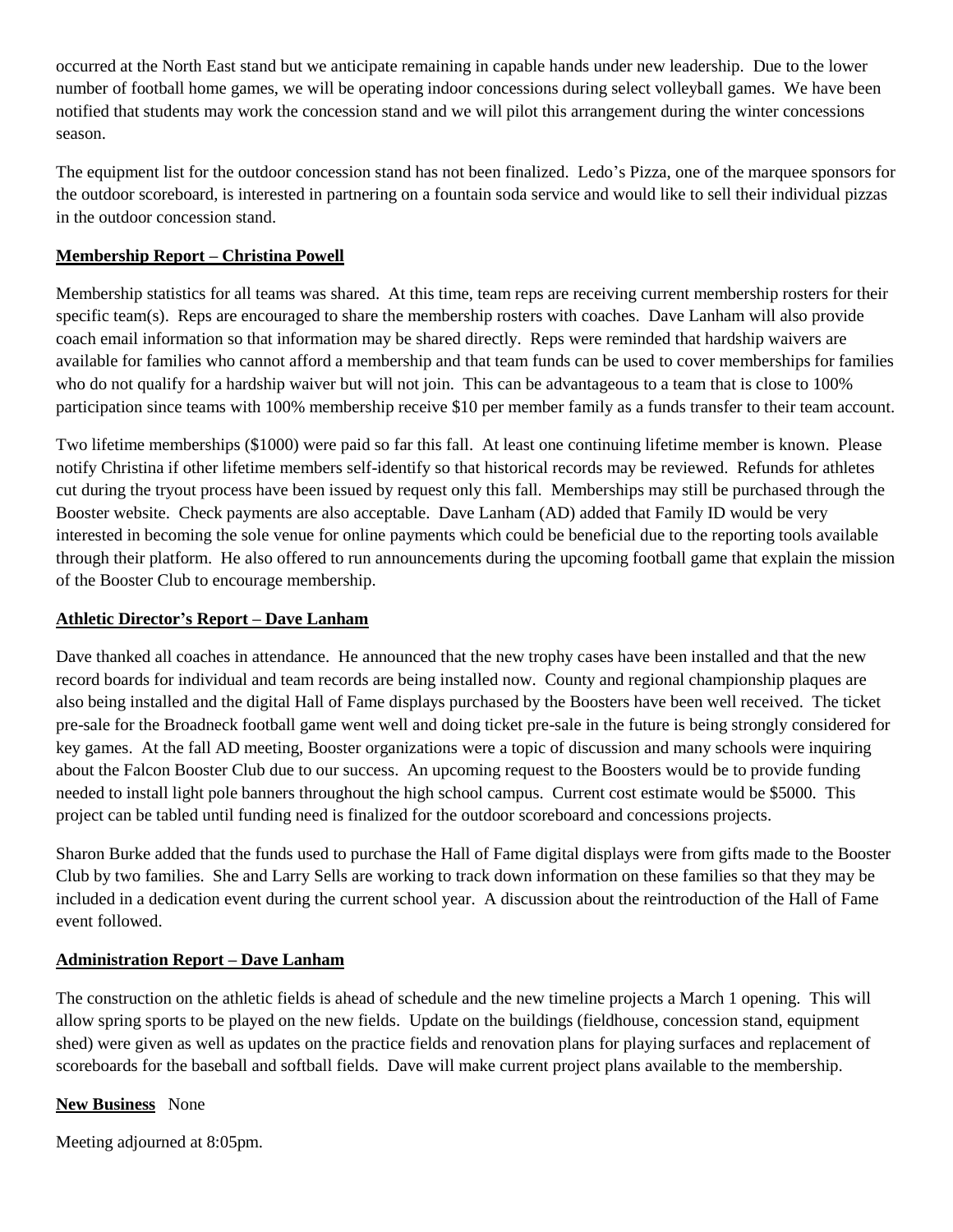occurred at the North East stand but we anticipate remaining in capable hands under new leadership. Due to the lower number of football home games, we will be operating indoor concessions during select volleyball games. We have been notified that students may work the concession stand and we will pilot this arrangement during the winter concessions season.

The equipment list for the outdoor concession stand has not been finalized. Ledo's Pizza, one of the marquee sponsors for the outdoor scoreboard, is interested in partnering on a fountain soda service and would like to sell their individual pizzas in the outdoor concession stand.

**Membership Report – Christina Powell**

Membership statistics for all teams was shared. At this time, team reps are receiving current membership rosters for their specific team(s). Reps are encouraged to share the membership rosters with coaches. Dave Lanham will also provide coach email information so that information may be shared directly. Reps were reminded that hardship waivers are available for families who cannot afford a membership and that team funds can be used to cover memberships for families who do not qualify for a hardship waiver but will not join. This can be advantageous to a team that is close to 100% participation since teams with 100% membership receive $10 per member family as a funds transfer to their team account.

Two lifetime memberships ($1000) were paid so far this fall. At least one continuing lifetime member is known. Please notify Christina if other lifetime members self-identify so that historical records may be reviewed. Refunds for athletes cut during the tryout process have been issued by request only this fall. Memberships may still be purchased through the Booster website. Check payments are also acceptable. Dave Lanham (AD) added that Family ID would be very interested in becoming the sole venue for online payments which could be beneficial due to the reporting tools available through their platform. He also offered to run announcements during the upcoming football game that explain the mission of the Booster Club to encourage membership.

**Athletic Director's Report – Dave Lanham**

Dave thanked all coaches in attendance. He announced that the new trophy cases have been installed and that the new record boards for individual and team records are being installed now. County and regional championship plaques are also being installed and the digital Hall of Fame displays purchased by the Boosters have been well received. The ticket pre-sale for the Broadneck football game went well and doing ticket pre-sale in the future is being strongly considered for key games. At the fall AD meeting, Booster organizations were a topic of discussion and many schools were inquiring about the Falcon Booster Club due to our success. An upcoming request to the Boosters would be to provide funding needed to install light pole banners throughout the high school campus. Current cost estimate would be $5000. This project can be tabled until funding need is finalized for the outdoor scoreboard and concessions projects.

Sharon Burke added that the funds used to purchase the Hall of Fame digital displays were from gifts made to the Booster Club by two families. She and Larry Sells are working to track down information on these families so that they may be included in a dedication event during the current school year. A discussion about the reintroduction of the Hall of Fame event followed.

**Administration Report – Dave Lanham**

The construction on the athletic fields is ahead of schedule and the new timeline projects a March 1 opening. This will allow spring sports to be played on the new fields. Update on the buildings (fieldhouse, concession stand, equipment shed) were given as well as updates on the practice fields and renovation plans for playing surfaces and replacement of scoreboards for the baseball and softball fields. Dave will make current project plans available to the membership.

**New Business** None

Meeting adjourned at 8:05pm.